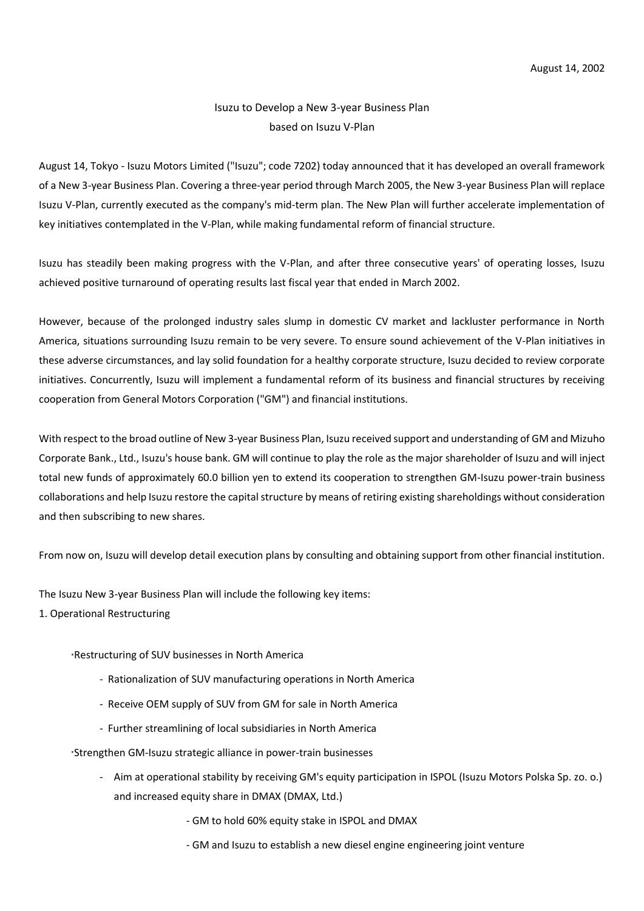August 14, 2002

# Isuzu to Develop a New 3-year Business Plan based on Isuzu V-Plan

August 14, Tokyo - Isuzu Motors Limited ("Isuzu"; code 7202) today announced that it has developed an overall framework of a New 3-year Business Plan. Covering a three-year period through March 2005, the New 3-year Business Plan will replace Isuzu V-Plan, currently executed as the company's mid-term plan. The New Plan will further accelerate implementation of key initiatives contemplated in the V-Plan, while making fundamental reform of financial structure.

Isuzu has steadily been making progress with the V-Plan, and after three consecutive years' of operating losses, Isuzu achieved positive turnaround of operating results last fiscal year that ended in March 2002.

However, because of the prolonged industry sales slump in domestic CV market and lackluster performance in North America, situations surrounding Isuzu remain to be very severe. To ensure sound achievement of the V-Plan initiatives in these adverse circumstances, and lay solid foundation for a healthy corporate structure, Isuzu decided to review corporate initiatives. Concurrently, Isuzu will implement a fundamental reform of its business and financial structures by receiving cooperation from General Motors Corporation ("GM") and financial institutions.

With respect to the broad outline of New 3-year Business Plan, Isuzu received support and understanding of GM and Mizuho Corporate Bank., Ltd., Isuzu's house bank. GM will continue to play the role as the major shareholder of Isuzu and will inject total new funds of approximately 60.0 billion yen to extend its cooperation to strengthen GM-Isuzu power-train business collaborations and help Isuzu restore the capital structure by means of retiring existing shareholdings without consideration and then subscribing to new shares.

From now on, Isuzu will develop detail execution plans by consulting and obtaining support from other financial institution.

The Isuzu New 3-year Business Plan will include the following key items:

1. Operational Restructuring

- Restructuring of SUV businesses in North America
  - Rationalization of SUV manufacturing operations in North America
  - Receive OEM supply of SUV from GM for sale in North America
  - Further streamlining of local subsidiaries in North America
- Strengthen GM-Isuzu strategic alliance in power-train businesses
  - Aim at operational stability by receiving GM's equity participation in ISPOL (Isuzu Motors Polska Sp. zo. o.) and increased equity share in DMAX (DMAX, Ltd.)
    - GM to hold 60% equity stake in ISPOL and DMAX
    - GM and Isuzu to establish a new diesel engine engineering joint venture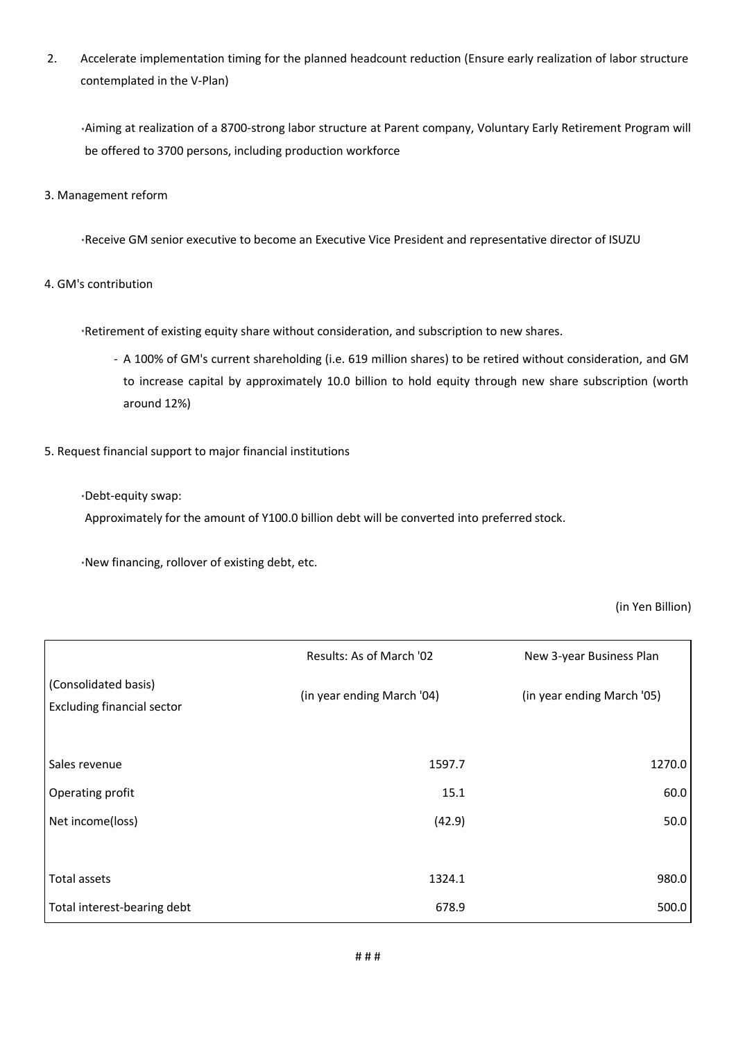2. Accelerate implementation timing for the planned headcount reduction (Ensure early realization of labor structure contemplated in the V-Plan)

   ・Aiming at realization of a 8700-strong labor structure at Parent company, Voluntary Early Retirement Program will be offered to 3700 persons, including production workforce

3. Management reform

   ・Receive GM senior executive to become an Executive Vice President and representative director of ISUZU

4. GM's contribution

   ・Retirement of existing equity share without consideration, and subscription to new shares.

   - A 100% of GM's current shareholding (i.e. 619 million shares) to be retired without consideration, and GM to increase capital by approximately 10.0 billion to hold equity through new share subscription (worth around 12%)

5. Request financial support to major financial institutions

   ・Debt-equity swap:
   Approximately for the amount of Y100.0 billion debt will be converted into preferred stock.

   ・New financing, rollover of existing debt, etc.

(in Yen Billion)

| (Consolidated basis) Excluding financial sector | Results: As of March '02 (in year ending March '04) | New 3-year Business Plan (in year ending March '05) |
|---|---|---|
| Sales revenue | 1597.7 | 1270.0 |
| Operating profit | 15.1 | 60.0 |
| Net income(loss) | (42.9) | 50.0 |
| Total assets | 1324.1 | 980.0 |
| Total interest-bearing debt | 678.9 | 500.0 |

# # #